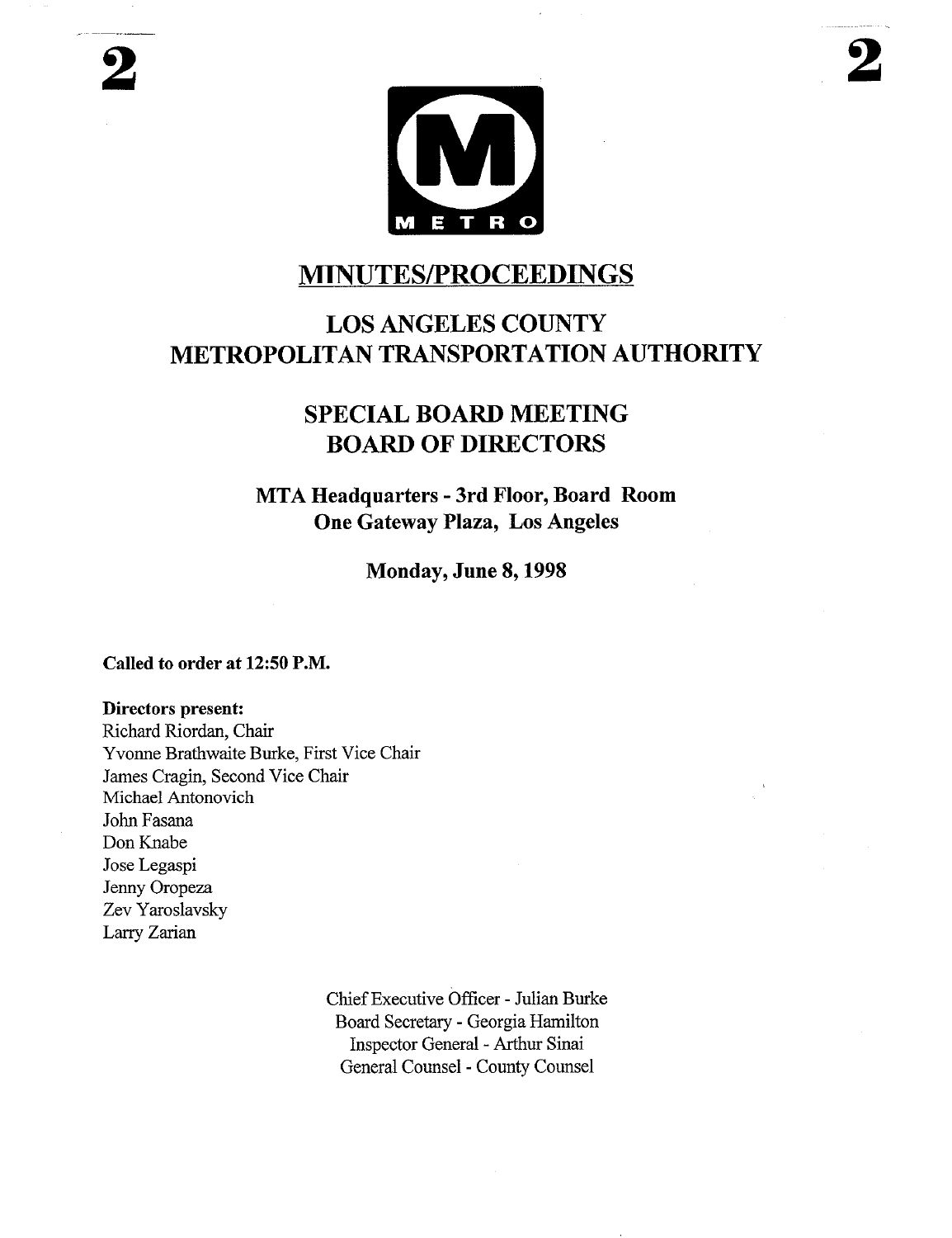# MINUTES/PROCEEDINGS

## LOS ANGELES COUNTY METROPOLITAN TRANSPORTATION AUTHORITY

## SPECIAL BOARD MEETING BOARD OF DIRECTORS

**MTA Headquarters - 3rd Floor, Board Room**
**One Gateway Plaza, Los Angeles**

**Monday, June 8, 1998**

**Called to order at 12:50 P.M.**

**Directors present:**
Richard Riordan, Chair
Yvonne Brathwaite Burke, First Vice Chair
James Cragin, Second Vice Chair
Michael Antonovich
John Fasana
Don Knabe
Jose Legaspi
Jenny Oropeza
Zev Yaroslavsky
Larry Zarian

Chief Executive Officer - Julian Burke
Board Secretary - Georgia Hamilton
Inspector General - Arthur Sinai
General Counsel - County Counsel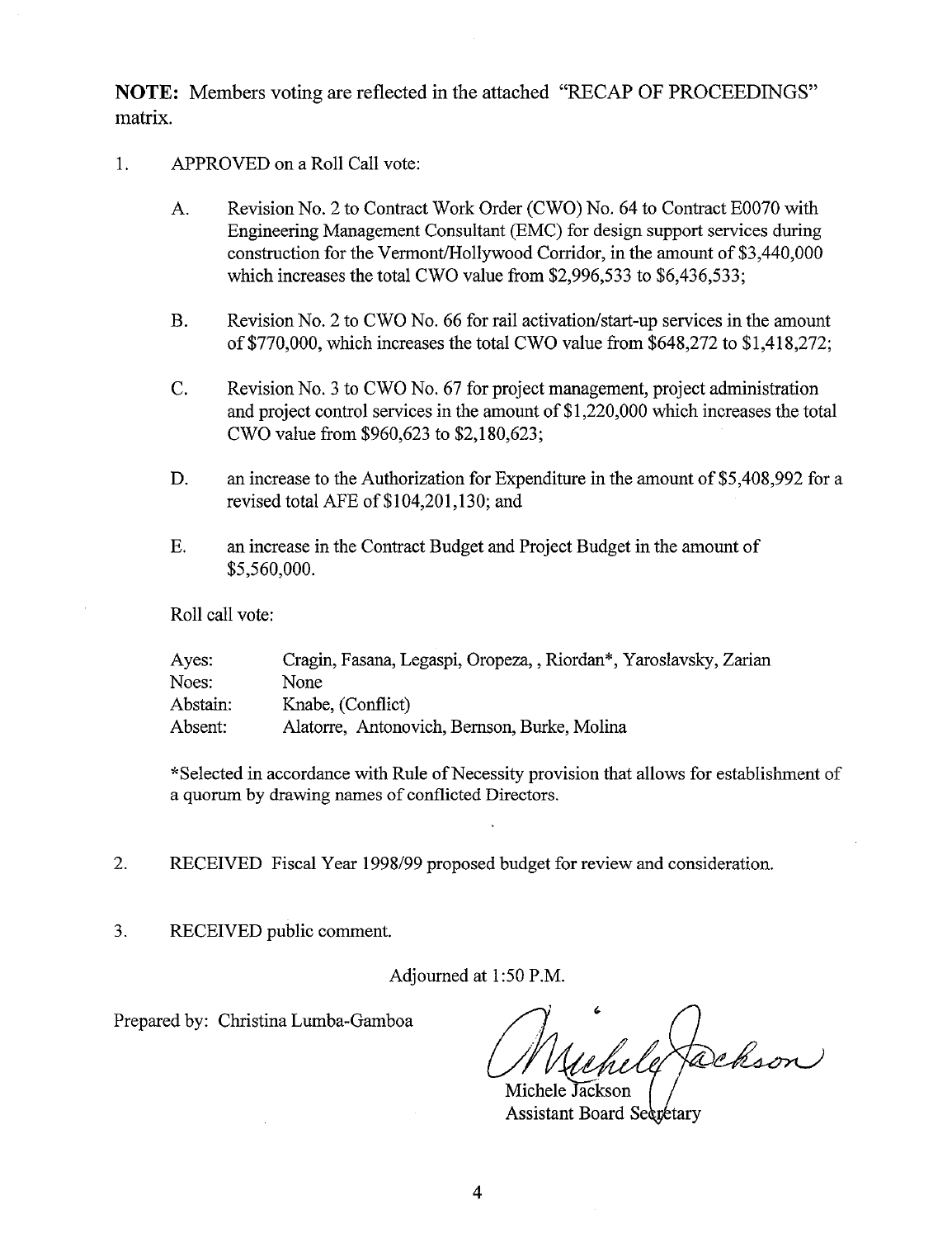**NOTE:** Members voting are reflected in the attached "RECAP OF PROCEEDINGS" matrix.

1. APPROVED on a Roll Call vote:

   A. Revision No. 2 to Contract Work Order (CWO) No. 64 to Contract E0070 with Engineering Management Consultant (EMC) for design support services during construction for the Vermont/Hollywood Corridor, in the amount of $3,440,000 which increases the total CWO value from $2,996,533 to $6,436,533;

   B. Revision No. 2 to CWO No. 66 for rail activation/start-up services in the amount of $770,000, which increases the total CWO value from $648,272 to $1,418,272;

   C. Revision No. 3 to CWO No. 67 for project management, project administration and project control services in the amount of $1,220,000 which increases the total CWO value from $960,623 to $2,180,623;

   D. an increase to the Authorization for Expenditure in the amount of $5,408,992 for a revised total AFE of $104,201,130; and

   E. an increase in the Contract Budget and Project Budget in the amount of $5,560,000.

   Roll call vote:

   | | |
   |---|---|
   | Ayes: | Cragin, Fasana, Legaspi, Oropeza, , Riordan*, Yaroslavsky, Zarian |
   | Noes: | None |
   | Abstain: | Knabe, (Conflict) |
   | Absent: | Alatorre, Antonovich, Bernson, Burke, Molina |

   *Selected in accordance with Rule of Necessity provision that allows for establishment of a quorum by drawing names of conflicted Directors.

2. RECEIVED Fiscal Year 1998/99 proposed budget for review and consideration.

3. RECEIVED public comment.

Adjourned at 1:50 P.M.

Prepared by: Christina Lumba-Gamboa

Michele Jackson
Michele Jackson
Assistant Board Secretary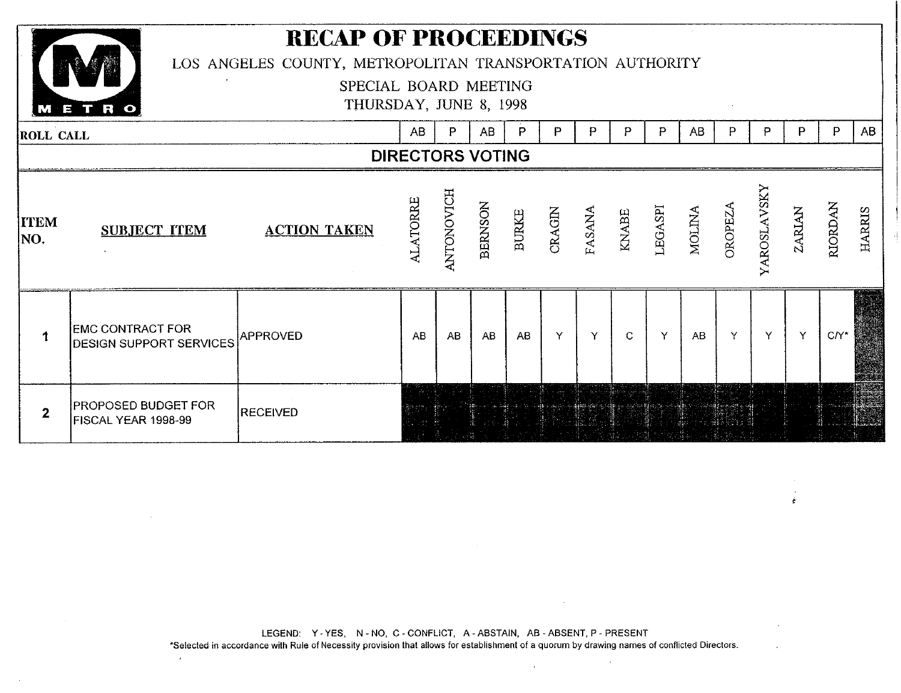# RECAP OF PROCEEDINGS

LOS ANGELES COUNTY, METROPOLITAN TRANSPORTATION AUTHORITY

SPECIAL BOARD MEETING

THURSDAY, JUNE 8, 1998

| | | | ALATORRE | ANTONOVICH | BERNSON | BURKE | CRAGIN | FASANA | KNABE | LEGASPI | MOLINA | OROPEZA | YAROSLAVSKY | ZARIAN | RIORDAN | HARRIS |
|---|---|---|---|---|---|---|---|---|---|---|---|---|---|---|---|---|
| **ROLL CALL** | | | AB | P | AB | P | P | P | P | P | AB | P | P | P | P | AB |
| | | | **DIRECTORS VOTING** | | | | | | | | | | | | | |
| **ITEM NO.** | **SUBJECT ITEM** | **ACTION TAKEN** | | | | | | | | | | | | | | |
| 1 | EMC CONTRACT FOR DESIGN SUPPORT SERVICES | APPROVED | AB | AB | AB | AB | Y | Y | C | Y | AB | Y | Y | Y | C/Y* | |
| 2 | PROPOSED BUDGET FOR FISCAL YEAR 1998-99 | RECEIVED | | | | | | | | | | | | | | |

LEGEND: Y - YES, N - NO, C - CONFLICT, A - ABSTAIN, AB - ABSENT, P - PRESENT

*Selected in accordance with Rule of Necessity provision that allows for establishment of a quorum by drawing names of conflicted Directors.